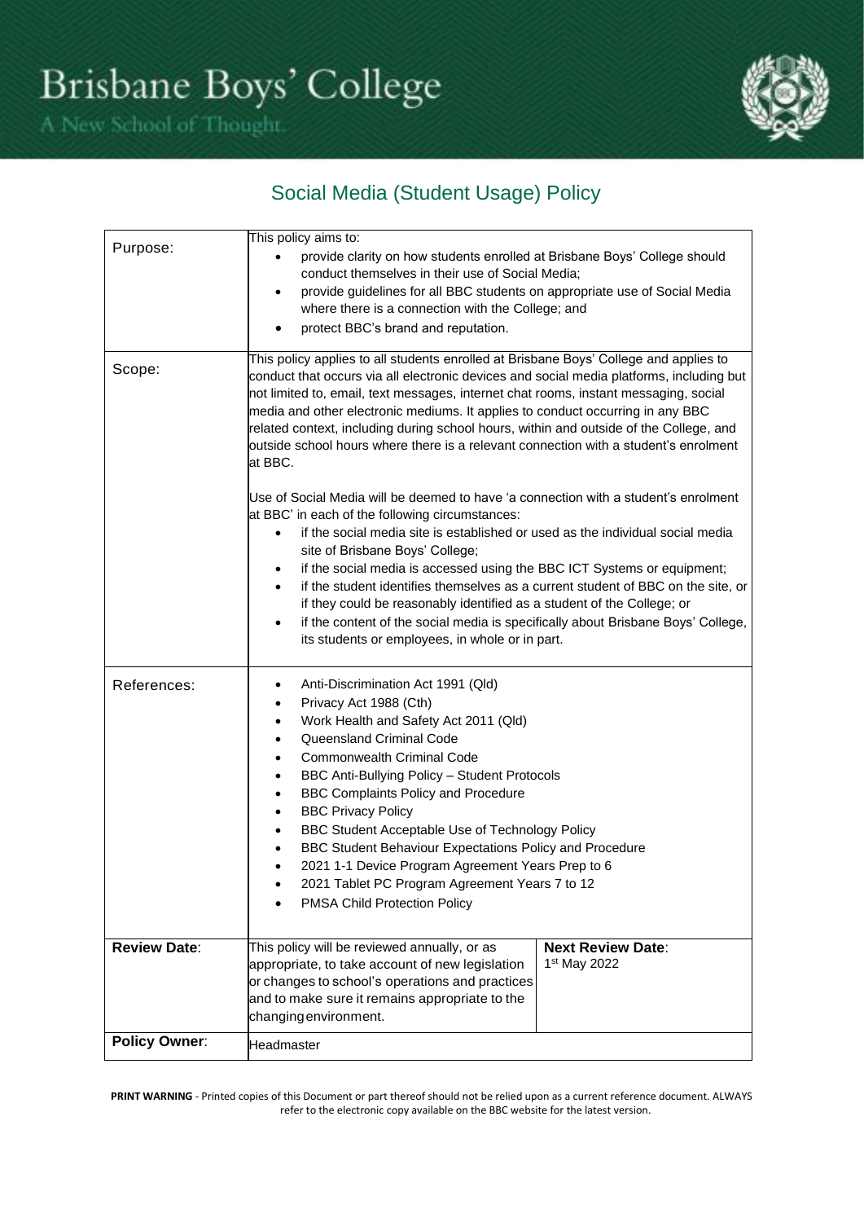# Brisbane Boys' College

A New School of Thought.

## Social Media (Student Usage) Policy

| | | |
|---|---|---|
| Purpose: | This policy aims to:<br>• provide clarity on how students enrolled at Brisbane Boys' College should conduct themselves in their use of Social Media;<br>• provide guidelines for all BBC students on appropriate use of Social Media where there is a connection with the College; and<br>• protect BBC's brand and reputation. | |
| Scope: | This policy applies to all students enrolled at Brisbane Boys' College and applies to conduct that occurs via all electronic devices and social media platforms, including but not limited to, email, text messages, internet chat rooms, instant messaging, social media and other electronic mediums. It applies to conduct occurring in any BBC related context, including during school hours, within and outside of the College, and outside school hours where there is a relevant connection with a student's enrolment at BBC.<br><br>Use of Social Media will be deemed to have 'a connection with a student's enrolment at BBC' in each of the following circumstances:<br>• if the social media site is established or used as the individual social media site of Brisbane Boys' College;<br>• if the social media is accessed using the BBC ICT Systems or equipment;<br>• if the student identifies themselves as a current student of BBC on the site, or if they could be reasonably identified as a student of the College; or<br>• if the content of the social media is specifically about Brisbane Boys' College, its students or employees, in whole or in part. | |
| References: | • Anti-Discrimination Act 1991 (Qld)<br>• Privacy Act 1988 (Cth)<br>• Work Health and Safety Act 2011 (Qld)<br>• Queensland Criminal Code<br>• Commonwealth Criminal Code<br>• BBC Anti-Bullying Policy – Student Protocols<br>• BBC Complaints Policy and Procedure<br>• BBC Privacy Policy<br>• BBC Student Acceptable Use of Technology Policy<br>• BBC Student Behaviour Expectations Policy and Procedure<br>• 2021 1-1 Device Program Agreement Years Prep to 6<br>• 2021 Tablet PC Program Agreement Years 7 to 12<br>• PMSA Child Protection Policy | |
| **Review Date**: | This policy will be reviewed annually, or as appropriate, to take account of new legislation or changes to school's operations and practices and to make sure it remains appropriate to the changing environment. | **Next Review Date**:<br>1st May 2022 |
| **Policy Owner**: | Headmaster | |

**PRINT WARNING** - Printed copies of this Document or part thereof should not be relied upon as a current reference document. ALWAYS refer to the electronic copy available on the BBC website for the latest version.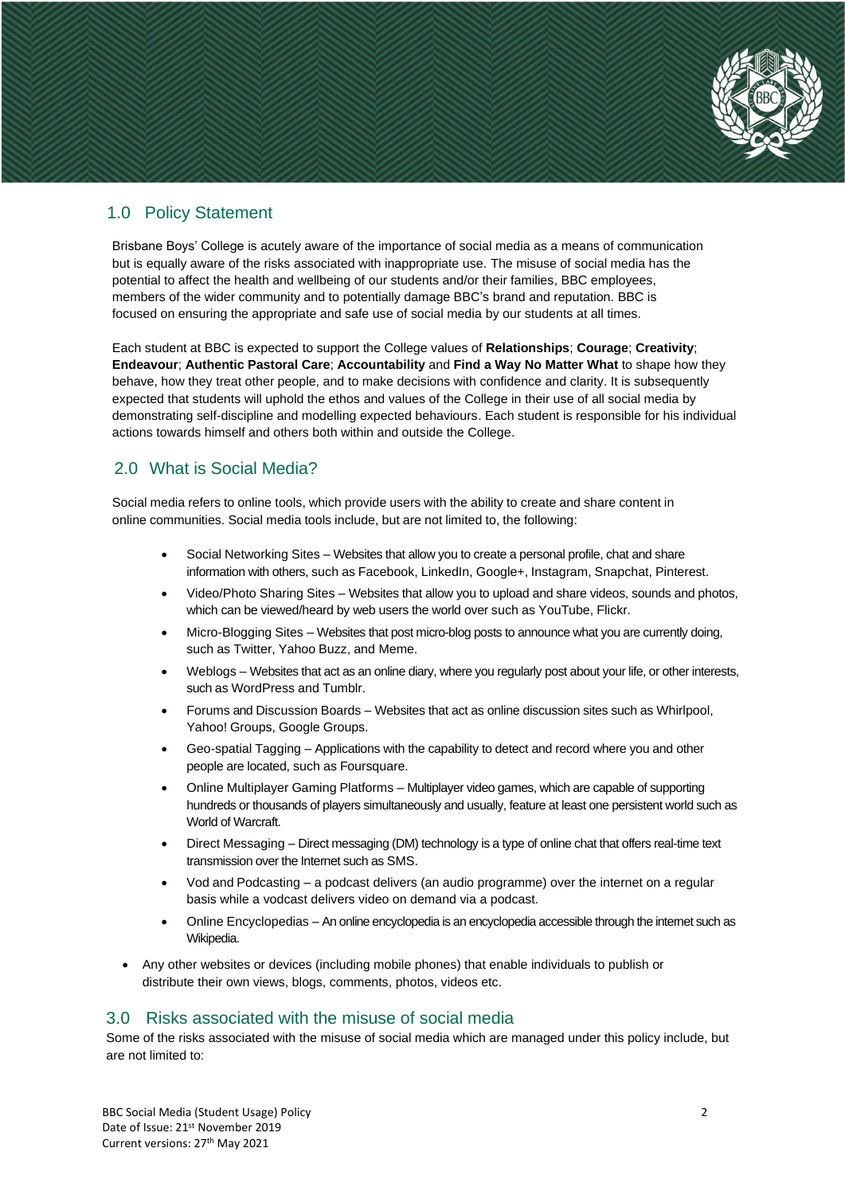## 1.0 Policy Statement

Brisbane Boys' College is acutely aware of the importance of social media as a means of communication but is equally aware of the risks associated with inappropriate use. The misuse of social media has the potential to affect the health and wellbeing of our students and/or their families, BBC employees, members of the wider community and to potentially damage BBC's brand and reputation. BBC is focused on ensuring the appropriate and safe use of social media by our students at all times.

Each student at BBC is expected to support the College values of **Relationships**; **Courage**; **Creativity**; **Endeavour**; **Authentic Pastoral Care**; **Accountability** and **Find a Way No Matter What** to shape how they behave, how they treat other people, and to make decisions with confidence and clarity. It is subsequently expected that students will uphold the ethos and values of the College in their use of all social media by demonstrating self-discipline and modelling expected behaviours. Each student is responsible for his individual actions towards himself and others both within and outside the College.

## 2.0 What is Social Media?

Social media refers to online tools, which provide users with the ability to create and share content in online communities. Social media tools include, but are not limited to, the following:

- Social Networking Sites – Websites that allow you to create a personal profile, chat and share information with others, such as Facebook, LinkedIn, Google+, Instagram, Snapchat, Pinterest.
- Video/Photo Sharing Sites – Websites that allow you to upload and share videos, sounds and photos, which can be viewed/heard by web users the world over such as YouTube, Flickr.
- Micro-Blogging Sites – Websites that post micro-blog posts to announce what you are currently doing, such as Twitter, Yahoo Buzz, and Meme.
- Weblogs – Websites that act as an online diary, where you regularly post about your life, or other interests, such as WordPress and Tumblr.
- Forums and Discussion Boards – Websites that act as online discussion sites such as Whirlpool, Yahoo! Groups, Google Groups.
- Geo-spatial Tagging – Applications with the capability to detect and record where you and other people are located, such as Foursquare.
- Online Multiplayer Gaming Platforms – Multiplayer video games, which are capable of supporting hundreds or thousands of players simultaneously and usually, feature at least one persistent world such as World of Warcraft.
- Direct Messaging – Direct messaging (DM) technology is a type of online chat that offers real-time text transmission over the Internet such as SMS.
- Vod and Podcasting – a podcast delivers (an audio programme) over the internet on a regular basis while a vodcast delivers video on demand via a podcast.
- Online Encyclopedias – An online encyclopedia is an encyclopedia accessible through the internet such as Wikipedia.

- Any other websites or devices (including mobile phones) that enable individuals to publish or distribute their own views, blogs, comments, photos, videos etc.

## 3.0 Risks associated with the misuse of social media

Some of the risks associated with the misuse of social media which are managed under this policy include, but are not limited to: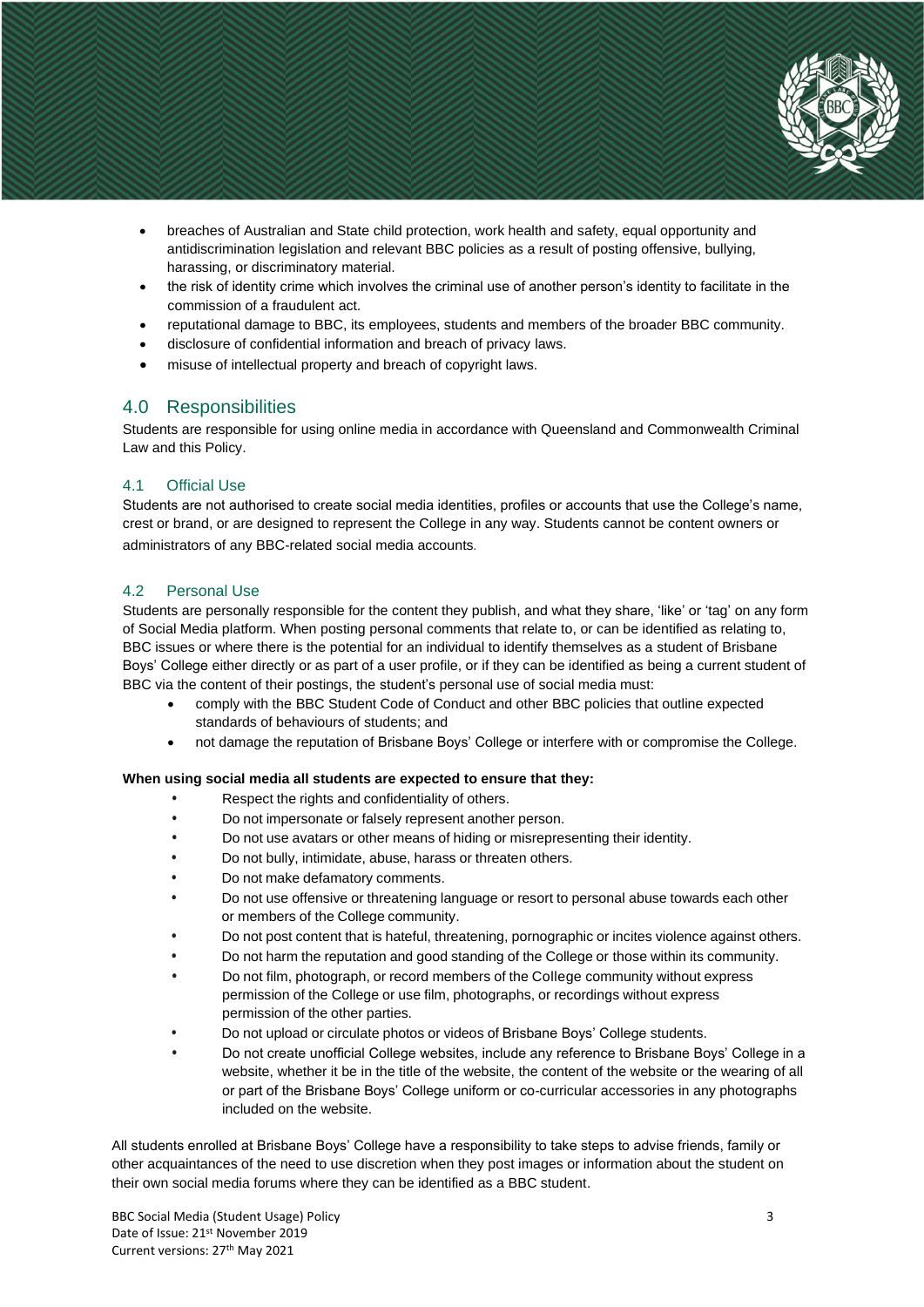- breaches of Australian and State child protection, work health and safety, equal opportunity and antidiscrimination legislation and relevant BBC policies as a result of posting offensive, bullying, harassing, or discriminatory material.
- the risk of identity crime which involves the criminal use of another person's identity to facilitate in the commission of a fraudulent act.
- reputational damage to BBC, its employees, students and members of the broader BBC community.
- disclosure of confidential information and breach of privacy laws.
- misuse of intellectual property and breach of copyright laws.

## 4.0 Responsibilities

Students are responsible for using online media in accordance with Queensland and Commonwealth Criminal Law and this Policy.

### 4.1 Official Use

Students are not authorised to create social media identities, profiles or accounts that use the College's name, crest or brand, or are designed to represent the College in any way. Students cannot be content owners or administrators of any BBC-related social media accounts.

### 4.2 Personal Use

Students are personally responsible for the content they publish, and what they share, 'like' or 'tag' on any form of Social Media platform. When posting personal comments that relate to, or can be identified as relating to, BBC issues or where there is the potential for an individual to identify themselves as a student of Brisbane Boys' College either directly or as part of a user profile, or if they can be identified as being a current student of BBC via the content of their postings, the student's personal use of social media must:

- comply with the BBC Student Code of Conduct and other BBC policies that outline expected standards of behaviours of students; and
- not damage the reputation of Brisbane Boys' College or interfere with or compromise the College.

**When using social media all students are expected to ensure that they:**

- Respect the rights and confidentiality of others.
- Do not impersonate or falsely represent another person.
- Do not use avatars or other means of hiding or misrepresenting their identity.
- Do not bully, intimidate, abuse, harass or threaten others.
- Do not make defamatory comments.
- Do not use offensive or threatening language or resort to personal abuse towards each other or members of the College community.
- Do not post content that is hateful, threatening, pornographic or incites violence against others.
- Do not harm the reputation and good standing of the College or those within its community.
- Do not film, photograph, or record members of the College community without express permission of the College or use film, photographs, or recordings without express permission of the other parties.
- Do not upload or circulate photos or videos of Brisbane Boys' College students.
- Do not create unofficial College websites, include any reference to Brisbane Boys' College in a website, whether it be in the title of the website, the content of the website or the wearing of all or part of the Brisbane Boys' College uniform or co-curricular accessories in any photographs included on the website.

All students enrolled at Brisbane Boys' College have a responsibility to take steps to advise friends, family or other acquaintances of the need to use discretion when they post images or information about the student on their own social media forums where they can be identified as a BBC student.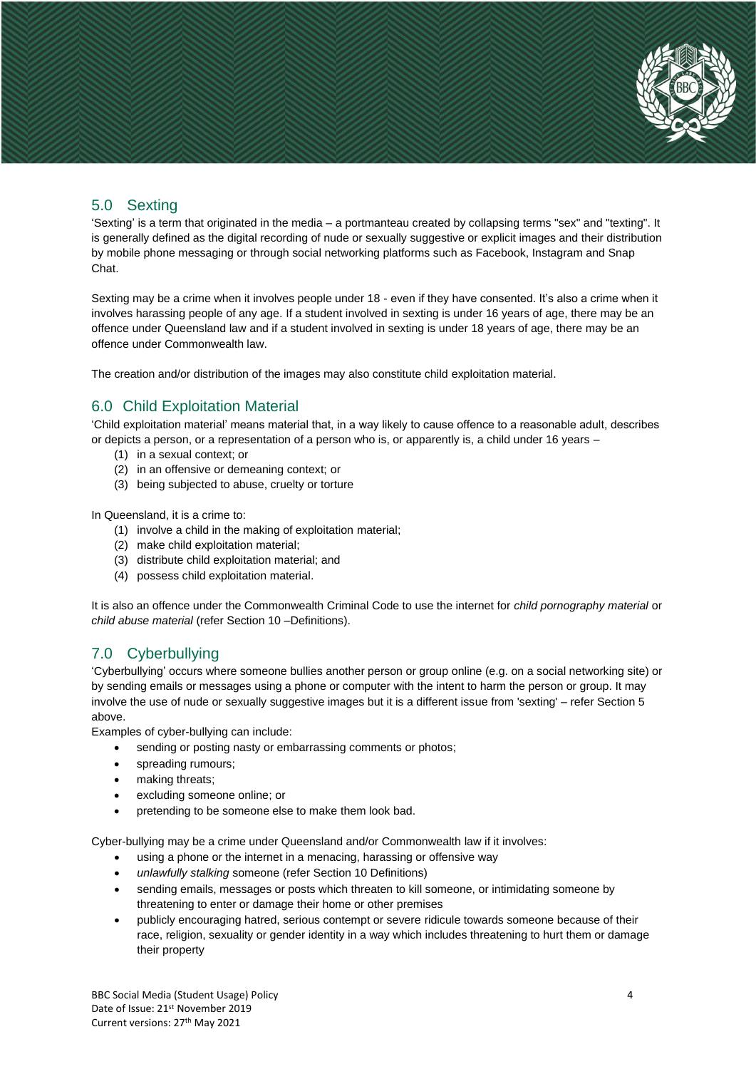## 5.0 Sexting

'Sexting' is a term that originated in the media – a portmanteau created by collapsing terms "sex" and "texting". It is generally defined as the digital recording of nude or sexually suggestive or explicit images and their distribution by mobile phone messaging or through social networking platforms such as Facebook, Instagram and Snap Chat.

Sexting may be a crime when it involves people under 18 - even if they have consented. It's also a crime when it involves harassing people of any age. If a student involved in sexting is under 16 years of age, there may be an offence under Queensland law and if a student involved in sexting is under 18 years of age, there may be an offence under Commonwealth law.

The creation and/or distribution of the images may also constitute child exploitation material.

## 6.0 Child Exploitation Material

'Child exploitation material' means material that, in a way likely to cause offence to a reasonable adult, describes or depicts a person, or a representation of a person who is, or apparently is, a child under 16 years –

(1) in a sexual context; or
(2) in an offensive or demeaning context; or
(3) being subjected to abuse, cruelty or torture

In Queensland, it is a crime to:

(1) involve a child in the making of exploitation material;
(2) make child exploitation material;
(3) distribute child exploitation material; and
(4) possess child exploitation material.

It is also an offence under the Commonwealth Criminal Code to use the internet for *child pornography material* or *child abuse material* (refer Section 10 –Definitions).

## 7.0 Cyberbullying

'Cyberbullying' occurs where someone bullies another person or group online (e.g. on a social networking site) or by sending emails or messages using a phone or computer with the intent to harm the person or group. It may involve the use of nude or sexually suggestive images but it is a different issue from 'sexting' – refer Section 5 above.

Examples of cyber-bullying can include:

- sending or posting nasty or embarrassing comments or photos;
- spreading rumours;
- making threats;
- excluding someone online; or
- pretending to be someone else to make them look bad.

Cyber-bullying may be a crime under Queensland and/or Commonwealth law if it involves:

- using a phone or the internet in a menacing, harassing or offensive way
- *unlawfully stalking* someone (refer Section 10 Definitions)
- sending emails, messages or posts which threaten to kill someone, or intimidating someone by threatening to enter or damage their home or other premises
- publicly encouraging hatred, serious contempt or severe ridicule towards someone because of their race, religion, sexuality or gender identity in a way which includes threatening to hurt them or damage their property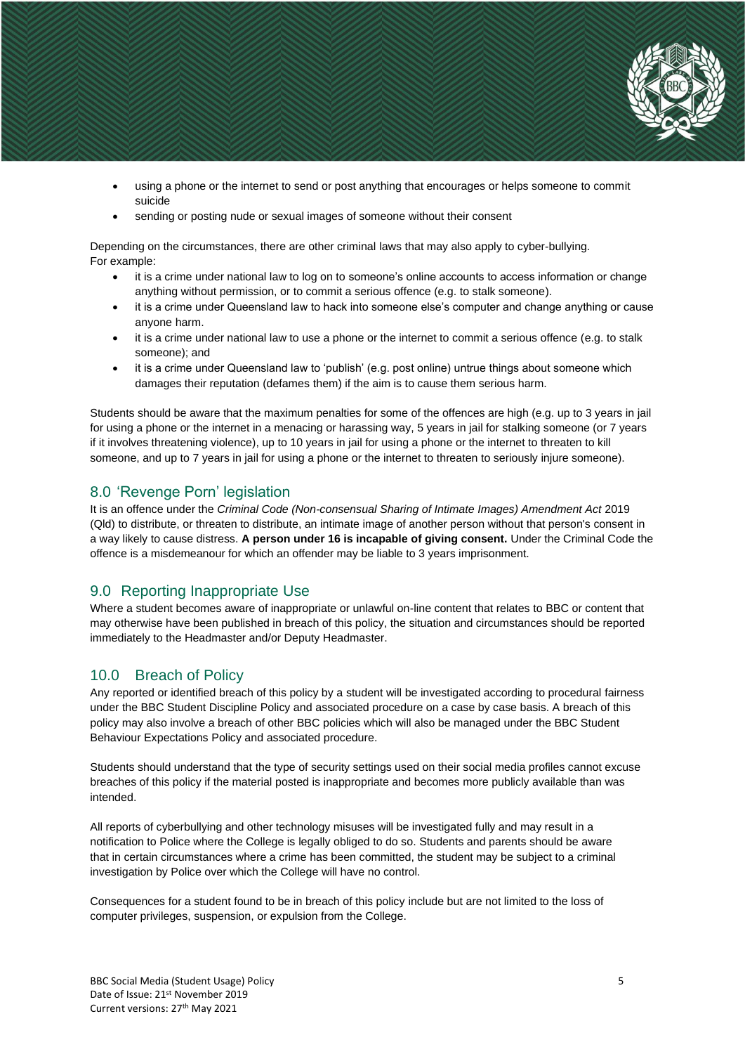- using a phone or the internet to send or post anything that encourages or helps someone to commit suicide
- sending or posting nude or sexual images of someone without their consent

Depending on the circumstances, there are other criminal laws that may also apply to cyber-bullying. For example:

- it is a crime under national law to log on to someone's online accounts to access information or change anything without permission, or to commit a serious offence (e.g. to stalk someone).
- it is a crime under Queensland law to hack into someone else's computer and change anything or cause anyone harm.
- it is a crime under national law to use a phone or the internet to commit a serious offence (e.g. to stalk someone); and
- it is a crime under Queensland law to 'publish' (e.g. post online) untrue things about someone which damages their reputation (defames them) if the aim is to cause them serious harm.

Students should be aware that the maximum penalties for some of the offences are high (e.g. up to 3 years in jail for using a phone or the internet in a menacing or harassing way, 5 years in jail for stalking someone (or 7 years if it involves threatening violence), up to 10 years in jail for using a phone or the internet to threaten to kill someone, and up to 7 years in jail for using a phone or the internet to threaten to seriously injure someone).

## 8.0 'Revenge Porn' legislation

It is an offence under the *Criminal Code (Non-consensual Sharing of Intimate Images) Amendment Act* 2019 (Qld) to distribute, or threaten to distribute, an intimate image of another person without that person's consent in a way likely to cause distress. **A person under 16 is incapable of giving consent.** Under the Criminal Code the offence is a misdemeanour for which an offender may be liable to 3 years imprisonment.

## 9.0 Reporting Inappropriate Use

Where a student becomes aware of inappropriate or unlawful on-line content that relates to BBC or content that may otherwise have been published in breach of this policy, the situation and circumstances should be reported immediately to the Headmaster and/or Deputy Headmaster.

## 10.0 Breach of Policy

Any reported or identified breach of this policy by a student will be investigated according to procedural fairness under the BBC Student Discipline Policy and associated procedure on a case by case basis. A breach of this policy may also involve a breach of other BBC policies which will also be managed under the BBC Student Behaviour Expectations Policy and associated procedure.

Students should understand that the type of security settings used on their social media profiles cannot excuse breaches of this policy if the material posted is inappropriate and becomes more publicly available than was intended.

All reports of cyberbullying and other technology misuses will be investigated fully and may result in a notification to Police where the College is legally obliged to do so. Students and parents should be aware that in certain circumstances where a crime has been committed, the student may be subject to a criminal investigation by Police over which the College will have no control.

Consequences for a student found to be in breach of this policy include but are not limited to the loss of computer privileges, suspension, or expulsion from the College.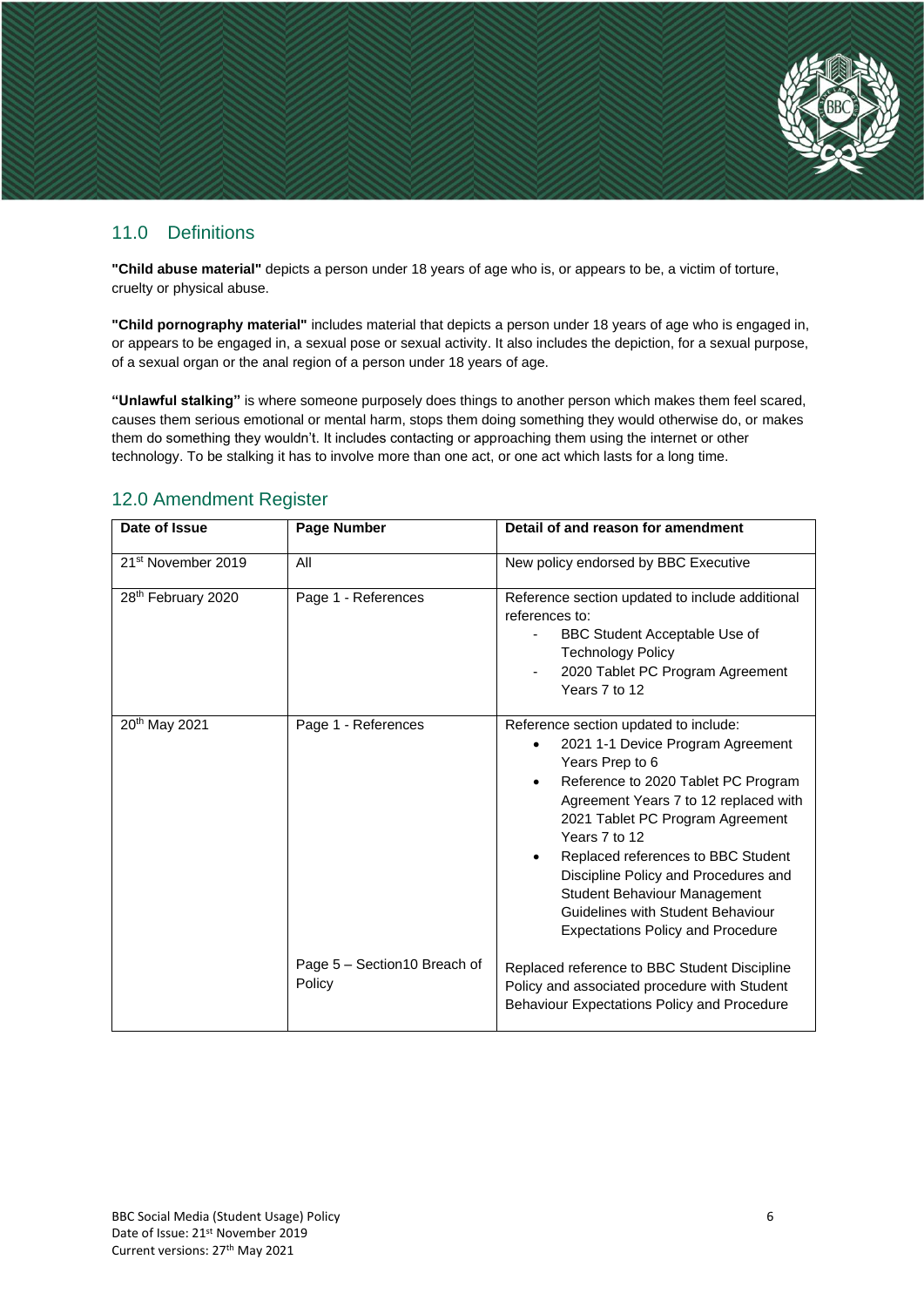## 11.0 Definitions

**"Child abuse material"** depicts a person under 18 years of age who is, or appears to be, a victim of torture, cruelty or physical abuse.

**"Child pornography material"** includes material that depicts a person under 18 years of age who is engaged in, or appears to be engaged in, a sexual pose or sexual activity. It also includes the depiction, for a sexual purpose, of a sexual organ or the anal region of a person under 18 years of age.

**"Unlawful stalking"** is where someone purposely does things to another person which makes them feel scared, causes them serious emotional or mental harm, stops them doing something they would otherwise do, or makes them do something they wouldn't. It includes contacting or approaching them using the internet or other technology. To be stalking it has to involve more than one act, or one act which lasts for a long time.

## 12.0 Amendment Register

| Date of Issue | Page Number | Detail of and reason for amendment |
|---|---|---|
| 21st November 2019 | All | New policy endorsed by BBC Executive |
| 28th February 2020 | Page 1 - References | Reference section updated to include additional references to:<br>- BBC Student Acceptable Use of Technology Policy<br>- 2020 Tablet PC Program Agreement Years 7 to 12 |
| 20th May 2021 | Page 1 - References | Reference section updated to include:<br>• 2021 1-1 Device Program Agreement Years Prep to 6<br>• Reference to 2020 Tablet PC Program Agreement Years 7 to 12 replaced with 2021 Tablet PC Program Agreement Years 7 to 12<br>• Replaced references to BBC Student Discipline Policy and Procedures and Student Behaviour Management Guidelines with Student Behaviour Expectations Policy and Procedure |
| | Page 5 – Section10 Breach of Policy | Replaced reference to BBC Student Discipline Policy and associated procedure with Student Behaviour Expectations Policy and Procedure |